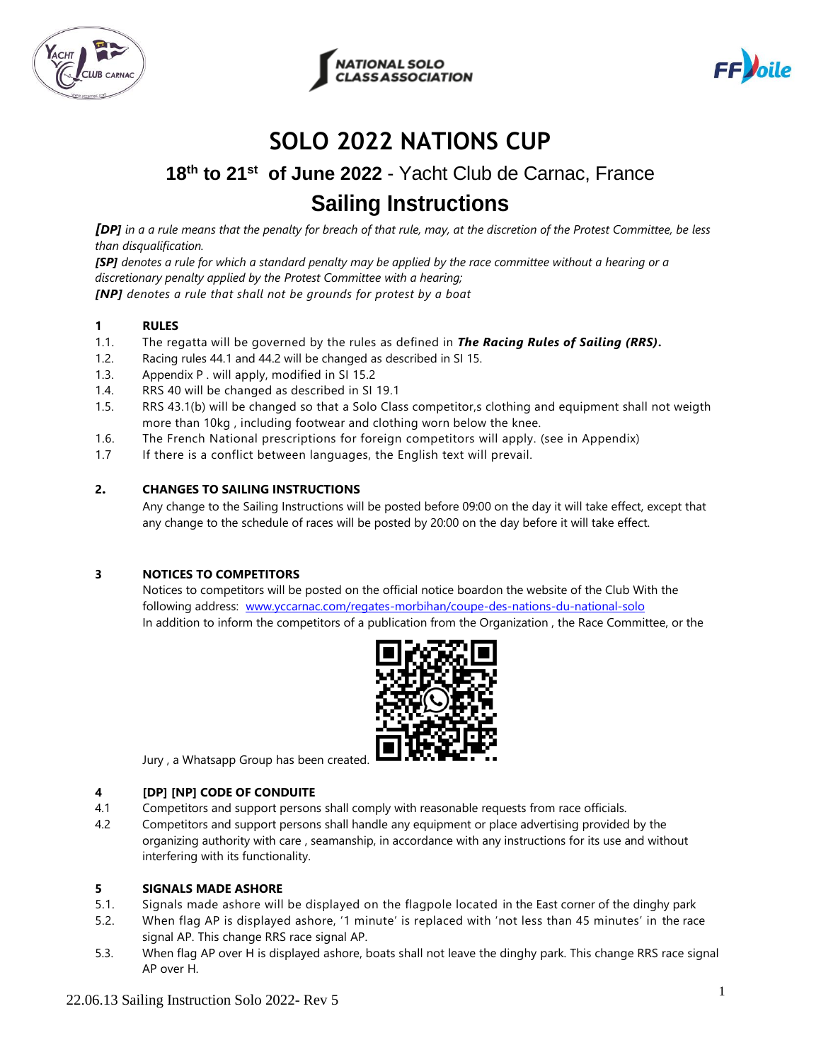# SOLO 2022 NATIONS CUP

## 18th to 21st of June 2022 - Yacht Club de Carnac, France

## Sailing Instructions

***[DP]*** *in a a rule means that the penalty for breach of that rule, may, at the discretion of the Protest Committee, be less than disqualification.*

***[SP]*** *denotes a rule for which a standard penalty may be applied by the race committee without a hearing or a discretionary penalty applied by the Protest Committee with a hearing;*

***[NP]*** *denotes a rule that shall not be grounds for protest by a boat*

### 1 RULES

1.1. The regatta will be governed by the rules as defined in ***The Racing Rules of Sailing (RRS).***

1.2. Racing rules 44.1 and 44.2 will be changed as described in SI 15.

1.3. Appendix P . will apply, modified in SI 15.2

1.4. RRS 40 will be changed as described in SI 19.1

1.5. RRS 43.1(b) will be changed so that a Solo Class competitor,s clothing and equipment shall not weigth more than 10kg , including footwear and clothing worn below the knee.

1.6. The French National prescriptions for foreign competitors will apply. (see in Appendix)

1.7 If there is a conflict between languages, the English text will prevail.

### 2. CHANGES TO SAILING INSTRUCTIONS

Any change to the Sailing Instructions will be posted before 09:00 on the day it will take effect, except that any change to the schedule of races will be posted by 20:00 on the day before it will take effect.

### 3 NOTICES TO COMPETITORS

Notices to competitors will be posted on the official notice boardon the website of the Club With the following address: [www.yccarnac.com/regates-morbihan/coupe-des-nations-du-national-solo](www.yccarnac.com/regates-morbihan/coupe-des-nations-du-national-solo)

In addition to inform the competitors of a publication from the Organization , the Race Committee, or the Jury , a Whatsapp Group has been created.

### 4 [DP] [NP] CODE OF CONDUITE

4.1 Competitors and support persons shall comply with reasonable requests from race officials.

4.2 Competitors and support persons shall handle any equipment or place advertising provided by the organizing authority with care , seamanship, in accordance with any instructions for its use and without interfering with its functionality.

### 5 SIGNALS MADE ASHORE

5.1. Signals made ashore will be displayed on the flagpole located in the East corner of the dinghy park

5.2. When flag AP is displayed ashore, '1 minute' is replaced with 'not less than 45 minutes' in the race signal AP. This change RRS race signal AP.

5.3. When flag AP over H is displayed ashore, boats shall not leave the dinghy park. This change RRS race signal AP over H.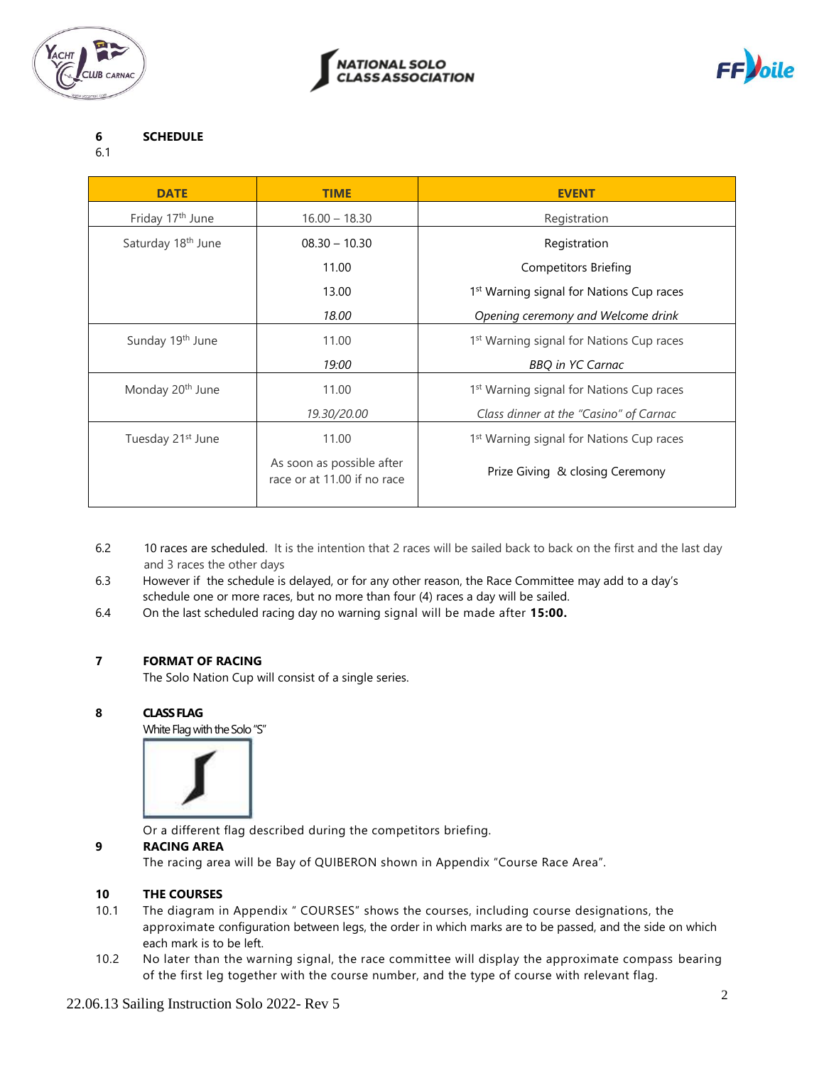## 6 SCHEDULE

6.1

| DATE | TIME | EVENT |
|---|---|---|
| Friday 17th June | 16.00 – 18.30 | Registration |
| Saturday 18th June | 08.30 – 10.30 | Registration |
| | 11.00 | Competitors Briefing |
| | 13.00 | 1st Warning signal for Nations Cup races |
| | *18.00* | *Opening ceremony and Welcome drink* |
| Sunday 19th June | 11.00 | 1st Warning signal for Nations Cup races |
| | *19:00* | *BBQ in YC Carnac* |
| Monday 20th June | 11.00 | 1st Warning signal for Nations Cup races |
| | *19.30/20.00* | *Class dinner at the "Casino" of Carnac* |
| Tuesday 21st June | 11.00 | 1st Warning signal for Nations Cup races |
| | As soon as possible after race or at 11.00 if no race | Prize Giving & closing Ceremony |

6.2 10 races are scheduled. It is the intention that 2 races will be sailed back to back on the first and the last day and 3 races the other days

6.3 However if the schedule is delayed, or for any other reason, the Race Committee may add to a day's schedule one or more races, but no more than four (4) races a day will be sailed.

6.4 On the last scheduled racing day no warning signal will be made after **15:00.**

## 7 FORMAT OF RACING

The Solo Nation Cup will consist of a single series.

## 8 CLASS FLAG

White Flag with the Solo "S"

Or a different flag described during the competitors briefing.

## 9 RACING AREA

The racing area will be Bay of QUIBERON shown in Appendix "Course Race Area".

## 10 THE COURSES

10.1 The diagram in Appendix " COURSES" shows the courses, including course designations, the approximate configuration between legs, the order in which marks are to be passed, and the side on which each mark is to be left.

10.2 No later than the warning signal, the race committee will display the approximate compass bearing of the first leg together with the course number, and the type of course with relevant flag.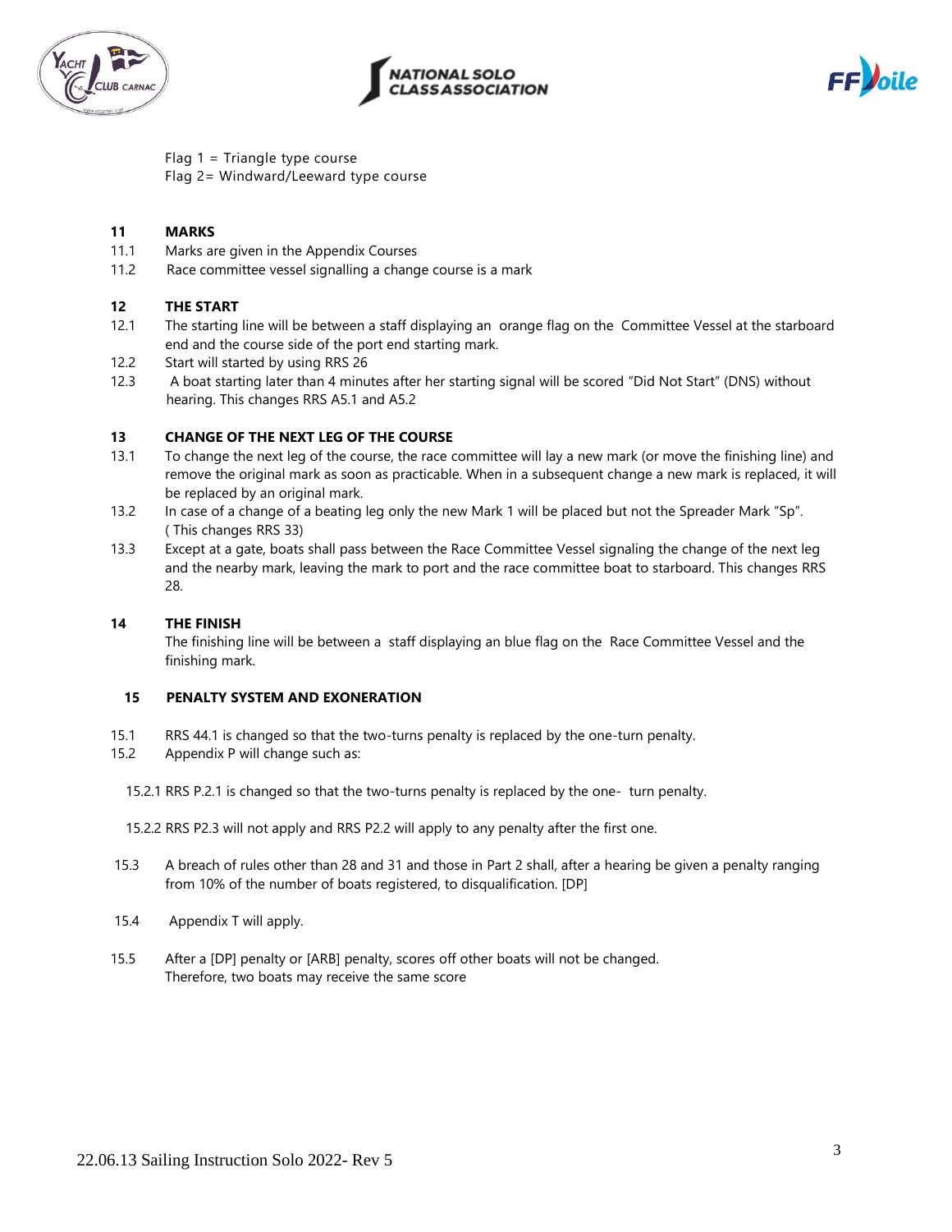Flag 1 = Triangle type course
Flag 2= Windward/Leeward type course

## 11 MARKS

11.1 Marks are given in the Appendix Courses

11.2 Race committee vessel signalling a change course is a mark

## 12 THE START

12.1 The starting line will be between a staff displaying an orange flag on the Committee Vessel at the starboard end and the course side of the port end starting mark.

12.2 Start will started by using RRS 26

12.3 A boat starting later than 4 minutes after her starting signal will be scored "Did Not Start" (DNS) without hearing. This changes RRS A5.1 and A5.2

## 13 CHANGE OF THE NEXT LEG OF THE COURSE

13.1 To change the next leg of the course, the race committee will lay a new mark (or move the finishing line) and remove the original mark as soon as practicable. When in a subsequent change a new mark is replaced, it will be replaced by an original mark.

13.2 In case of a change of a beating leg only the new Mark 1 will be placed but not the Spreader Mark "Sp". ( This changes RRS 33)

13.3 Except at a gate, boats shall pass between the Race Committee Vessel signaling the change of the next leg and the nearby mark, leaving the mark to port and the race committee boat to starboard. This changes RRS 28.

## 14 THE FINISH

The finishing line will be between a staff displaying an blue flag on the Race Committee Vessel and the finishing mark.

## 15 PENALTY SYSTEM AND EXONERATION

15.1 RRS 44.1 is changed so that the two-turns penalty is replaced by the one-turn penalty.

15.2 Appendix P will change such as:

15.2.1 RRS P.2.1 is changed so that the two-turns penalty is replaced by the one- turn penalty.

15.2.2 RRS P2.3 will not apply and RRS P2.2 will apply to any penalty after the first one.

15.3 A breach of rules other than 28 and 31 and those in Part 2 shall, after a hearing be given a penalty ranging from 10% of the number of boats registered, to disqualification. [DP]

15.4 Appendix T will apply.

15.5 After a [DP] penalty or [ARB] penalty, scores off other boats will not be changed.
Therefore, two boats may receive the same score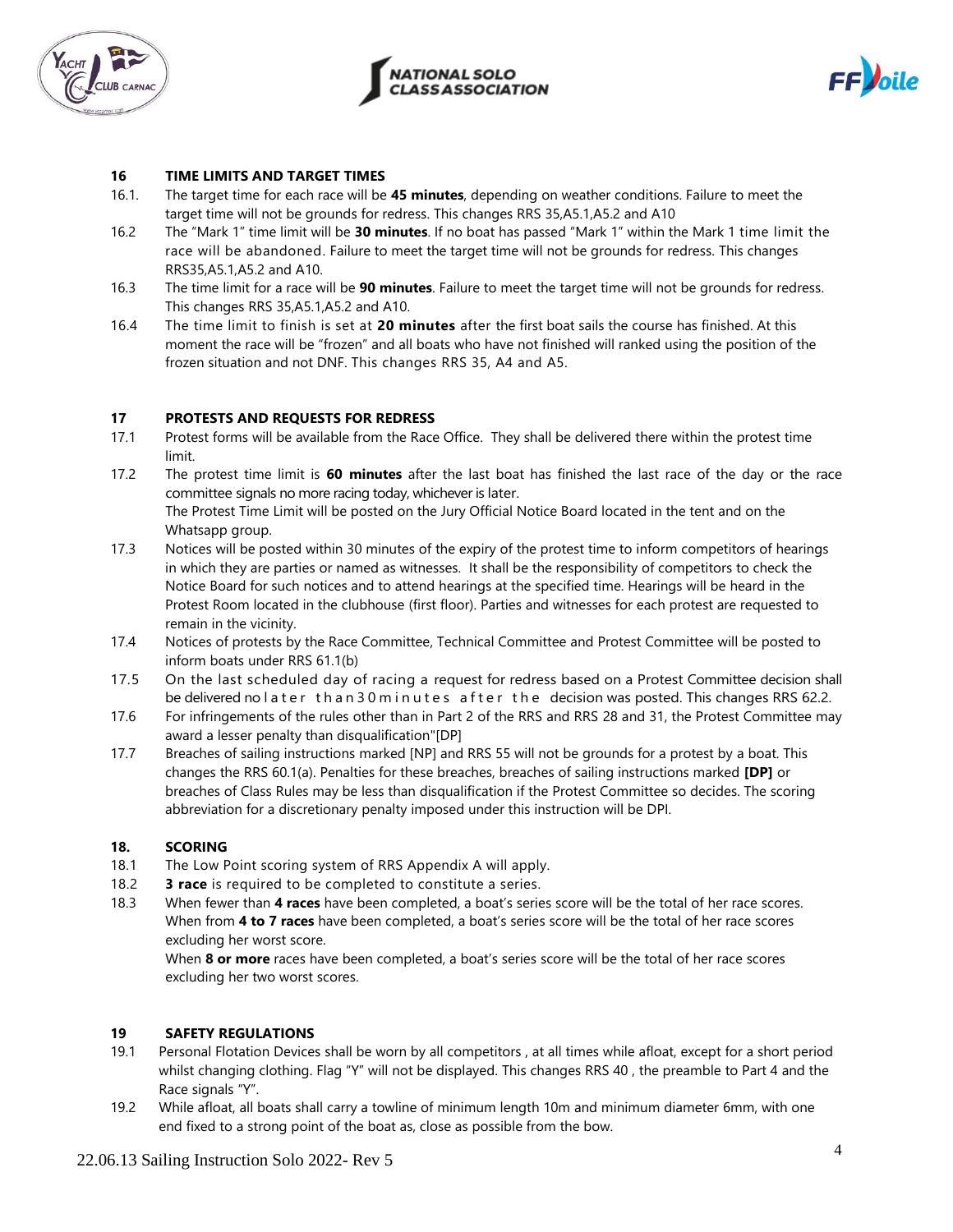## 16 TIME LIMITS AND TARGET TIMES

16.1. The target time for each race will be **45 minutes**, depending on weather conditions. Failure to meet the target time will not be grounds for redress. This changes RRS 35,A5.1,A5.2 and A10

16.2 The "Mark 1" time limit will be **30 minutes**. If no boat has passed "Mark 1" within the Mark 1 time limit the race will be abandoned. Failure to meet the target time will not be grounds for redress. This changes RRS35,A5.1,A5.2 and A10.

16.3 The time limit for a race will be **90 minutes**. Failure to meet the target time will not be grounds for redress. This changes RRS 35,A5.1,A5.2 and A10.

16.4 The time limit to finish is set at **20 minutes** after the first boat sails the course has finished. At this moment the race will be "frozen" and all boats who have not finished will ranked using the position of the frozen situation and not DNF. This changes RRS 35, A4 and A5.

## 17 PROTESTS AND REQUESTS FOR REDRESS

17.1 Protest forms will be available from the Race Office. They shall be delivered there within the protest time limit.

17.2 The protest time limit is **60 minutes** after the last boat has finished the last race of the day or the race committee signals no more racing today, whichever is later.
The Protest Time Limit will be posted on the Jury Official Notice Board located in the tent and on the Whatsapp group.

17.3 Notices will be posted within 30 minutes of the expiry of the protest time to inform competitors of hearings in which they are parties or named as witnesses. It shall be the responsibility of competitors to check the Notice Board for such notices and to attend hearings at the specified time. Hearings will be heard in the Protest Room located in the clubhouse (first floor). Parties and witnesses for each protest are requested to remain in the vicinity.

17.4 Notices of protests by the Race Committee, Technical Committee and Protest Committee will be posted to inform boats under RRS 61.1(b)

17.5 On the last scheduled day of racing a request for redress based on a Protest Committee decision shall be delivered no later than 30 minutes after the decision was posted. This changes RRS 62.2.

17.6 For infringements of the rules other than in Part 2 of the RRS and RRS 28 and 31, the Protest Committee may award a lesser penalty than disqualification"[DP]

17.7 Breaches of sailing instructions marked [NP] and RRS 55 will not be grounds for a protest by a boat. This changes the RRS 60.1(a). Penalties for these breaches, breaches of sailing instructions marked **[DP]** or breaches of Class Rules may be less than disqualification if the Protest Committee so decides. The scoring abbreviation for a discretionary penalty imposed under this instruction will be DPI.

## 18. SCORING

18.1 The Low Point scoring system of RRS Appendix A will apply.

18.2 **3 race** is required to be completed to constitute a series.

18.3 When fewer than **4 races** have been completed, a boat's series score will be the total of her race scores.
When from **4 to 7 races** have been completed, a boat's series score will be the total of her race scores excluding her worst score.
When **8 or more** races have been completed, a boat's series score will be the total of her race scores excluding her two worst scores.

## 19 SAFETY REGULATIONS

19.1 Personal Flotation Devices shall be worn by all competitors , at all times while afloat, except for a short period whilst changing clothing. Flag "Y" will not be displayed. This changes RRS 40 , the preamble to Part 4 and the Race signals "Y".

19.2 While afloat, all boats shall carry a towline of minimum length 10m and minimum diameter 6mm, with one end fixed to a strong point of the boat as, close as possible from the bow.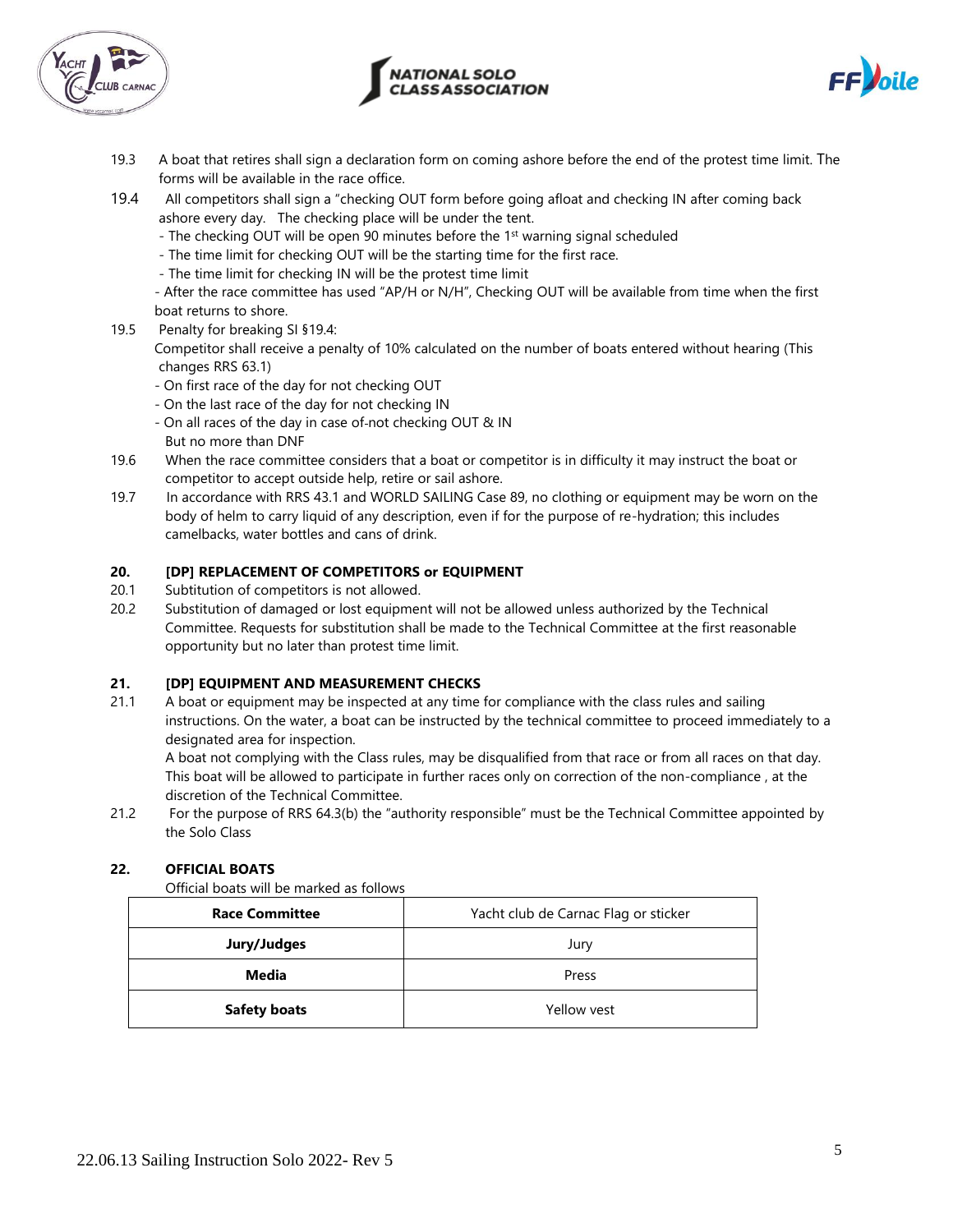19.3 A boat that retires shall sign a declaration form on coming ashore before the end of the protest time limit. The forms will be available in the race office.

19.4 All competitors shall sign a "checking OUT form before going afloat and checking IN after coming back ashore every day. The checking place will be under the tent.
- The checking OUT will be open 90 minutes before the 1st warning signal scheduled
- The time limit for checking OUT will be the starting time for the first race.
- The time limit for checking IN will be the protest time limit
- After the race committee has used "AP/H or N/H", Checking OUT will be available from time when the first boat returns to shore.

19.5 Penalty for breaking SI §19.4:
Competitor shall receive a penalty of 10% calculated on the number of boats entered without hearing (This changes RRS 63.1)
- On first race of the day for not checking OUT
- On the last race of the day for not checking IN
- On all races of the day in case of-not checking OUT & IN

But no more than DNF

19.6 When the race committee considers that a boat or competitor is in difficulty it may instruct the boat or competitor to accept outside help, retire or sail ashore.

19.7 In accordance with RRS 43.1 and WORLD SAILING Case 89, no clothing or equipment may be worn on the body of helm to carry liquid of any description, even if for the purpose of re-hydration; this includes camelbacks, water bottles and cans of drink.

## 20. [DP] REPLACEMENT OF COMPETITORS or EQUIPMENT

20.1 Subtitution of competitors is not allowed.

20.2 Substitution of damaged or lost equipment will not be allowed unless authorized by the Technical Committee. Requests for substitution shall be made to the Technical Committee at the first reasonable opportunity but no later than protest time limit.

## 21. [DP] EQUIPMENT AND MEASUREMENT CHECKS

21.1 A boat or equipment may be inspected at any time for compliance with the class rules and sailing instructions. On the water, a boat can be instructed by the technical committee to proceed immediately to a designated area for inspection.
A boat not complying with the Class rules, may be disqualified from that race or from all races on that day. This boat will be allowed to participate in further races only on correction of the non-compliance , at the discretion of the Technical Committee.

21.2 For the purpose of RRS 64.3(b) the "authority responsible" must be the Technical Committee appointed by the Solo Class

## 22. OFFICIAL BOATS

Official boats will be marked as follows

| **Race Committee** | Yacht club de Carnac Flag or sticker |
|---|---|
| **Jury/Judges** | Jury |
| **Media** | Press |
| **Safety boats** | Yellow vest |

22.06.13 Sailing Instruction Solo 2022- Rev 5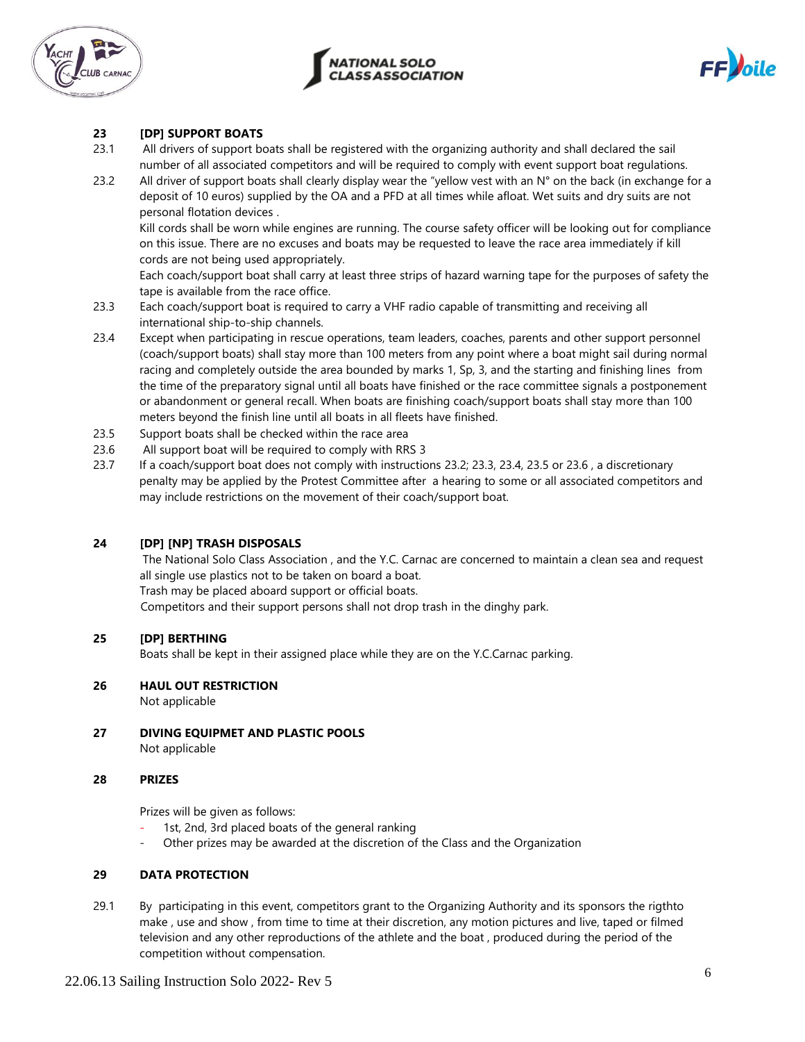## 23 [DP] SUPPORT BOATS

23.1 All drivers of support boats shall be registered with the organizing authority and shall declared the sail number of all associated competitors and will be required to comply with event support boat regulations.

23.2 All driver of support boats shall clearly display wear the "yellow vest with an N° on the back (in exchange for a deposit of 10 euros) supplied by the OA and a PFD at all times while afloat. Wet suits and dry suits are not personal flotation devices .

Kill cords shall be worn while engines are running. The course safety officer will be looking out for compliance on this issue. There are no excuses and boats may be requested to leave the race area immediately if kill cords are not being used appropriately.

Each coach/support boat shall carry at least three strips of hazard warning tape for the purposes of safety the tape is available from the race office.

23.3 Each coach/support boat is required to carry a VHF radio capable of transmitting and receiving all international ship-to-ship channels.

23.4 Except when participating in rescue operations, team leaders, coaches, parents and other support personnel (coach/support boats) shall stay more than 100 meters from any point where a boat might sail during normal racing and completely outside the area bounded by marks 1, Sp, 3, and the starting and finishing lines from the time of the preparatory signal until all boats have finished or the race committee signals a postponement or abandonment or general recall. When boats are finishing coach/support boats shall stay more than 100 meters beyond the finish line until all boats in all fleets have finished.

23.5 Support boats shall be checked within the race area

23.6 All support boat will be required to comply with RRS 3

23.7 If a coach/support boat does not comply with instructions 23.2; 23.3, 23.4, 23.5 or 23.6 , a discretionary penalty may be applied by the Protest Committee after a hearing to some or all associated competitors and may include restrictions on the movement of their coach/support boat.

## 24 [DP] [NP] TRASH DISPOSALS

The National Solo Class Association , and the Y.C. Carnac are concerned to maintain a clean sea and request all single use plastics not to be taken on board a boat.

Trash may be placed aboard support or official boats.

Competitors and their support persons shall not drop trash in the dinghy park.

## 25 [DP] BERTHING

Boats shall be kept in their assigned place while they are on the Y.C.Carnac parking.

## 26 HAUL OUT RESTRICTION

Not applicable

## 27 DIVING EQUIPMET AND PLASTIC POOLS

Not applicable

## 28 PRIZES

Prizes will be given as follows:

- 1st, 2nd, 3rd placed boats of the general ranking
- Other prizes may be awarded at the discretion of the Class and the Organization

## 29 DATA PROTECTION

29.1 By participating in this event, competitors grant to the Organizing Authority and its sponsors the rigthto make , use and show , from time to time at their discretion, any motion pictures and live, taped or filmed television and any other reproductions of the athlete and the boat , produced during the period of the competition without compensation.

22.06.13 Sailing Instruction Solo 2022- Rev 5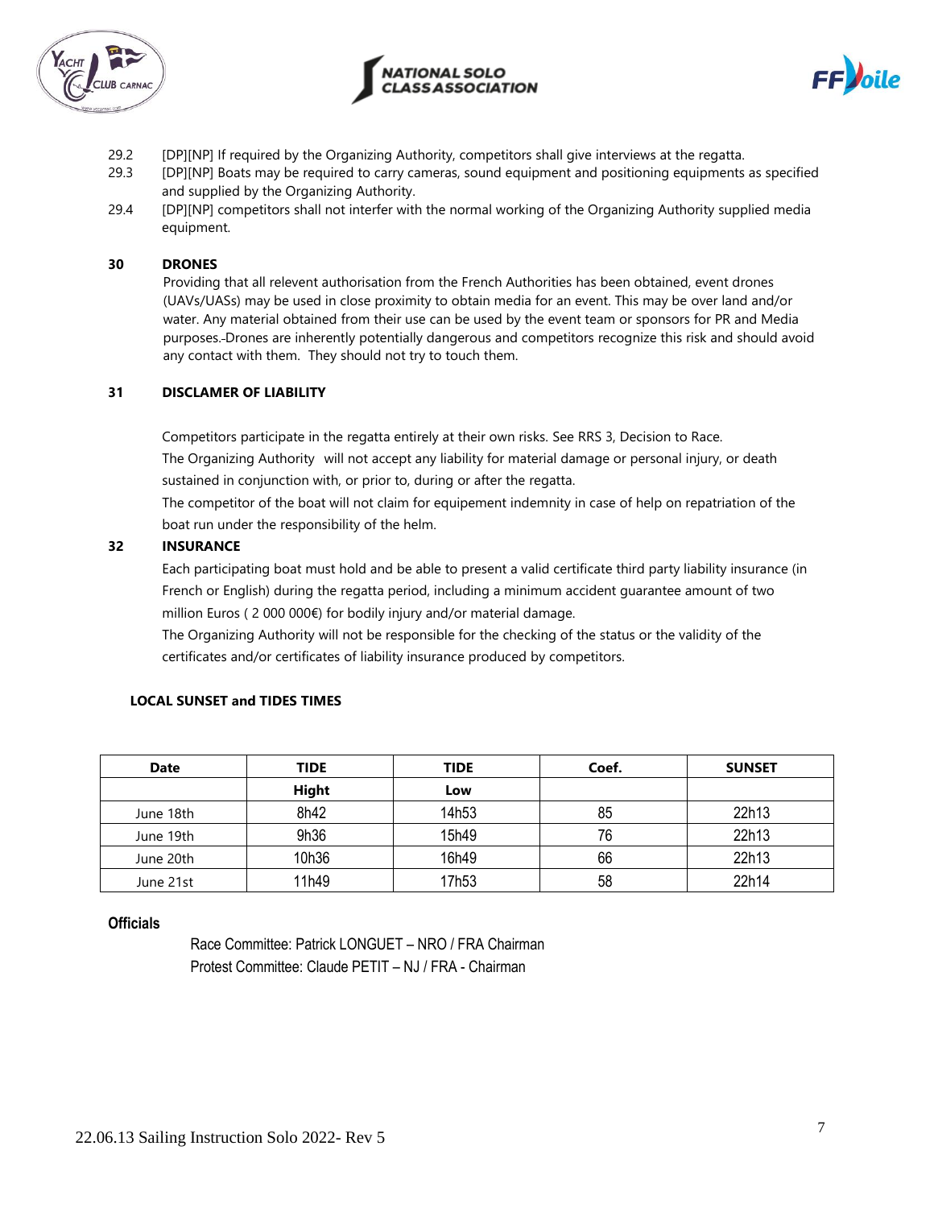29.2 [DP][NP] If required by the Organizing Authority, competitors shall give interviews at the regatta.

29.3 [DP][NP] Boats may be required to carry cameras, sound equipment and positioning equipments as specified and supplied by the Organizing Authority.

29.4 [DP][NP] competitors shall not interfer with the normal working of the Organizing Authority supplied media equipment.

## 30 DRONES

Providing that all relevent authorisation from the French Authorities has been obtained, event drones (UAVs/UASs) may be used in close proximity to obtain media for an event. This may be over land and/or water. Any material obtained from their use can be used by the event team or sponsors for PR and Media purposes. Drones are inherently potentially dangerous and competitors recognize this risk and should avoid any contact with them. They should not try to touch them.

## 31 DISCLAMER OF LIABILITY

Competitors participate in the regatta entirely at their own risks. See RRS 3, Decision to Race.

The Organizing Authority will not accept any liability for material damage or personal injury, or death sustained in conjunction with, or prior to, during or after the regatta.

The competitor of the boat will not claim for equipement indemnity in case of help on repatriation of the boat run under the responsibility of the helm.

## 32 INSURANCE

Each participating boat must hold and be able to present a valid certificate third party liability insurance (in French or English) during the regatta period, including a minimum accident guarantee amount of two million Euros ( 2 000 000€) for bodily injury and/or material damage.

The Organizing Authority will not be responsible for the checking of the status or the validity of the certificates and/or certificates of liability insurance produced by competitors.

**LOCAL SUNSET and TIDES TIMES**

| Date | TIDE | TIDE | Coef. | SUNSET |
|---|---|---|---|---|
| | Hight | Low | | |
| June 18th | 8h42 | 14h53 | 85 | 22h13 |
| June 19th | 9h36 | 15h49 | 76 | 22h13 |
| June 20th | 10h36 | 16h49 | 66 | 22h13 |
| June 21st | 11h49 | 17h53 | 58 | 22h14 |

**Officials**

Race Committee: Patrick LONGUET – NRO / FRA Chairman
Protest Committee: Claude PETIT – NJ / FRA - Chairman

22.06.13 Sailing Instruction Solo 2022- Rev 5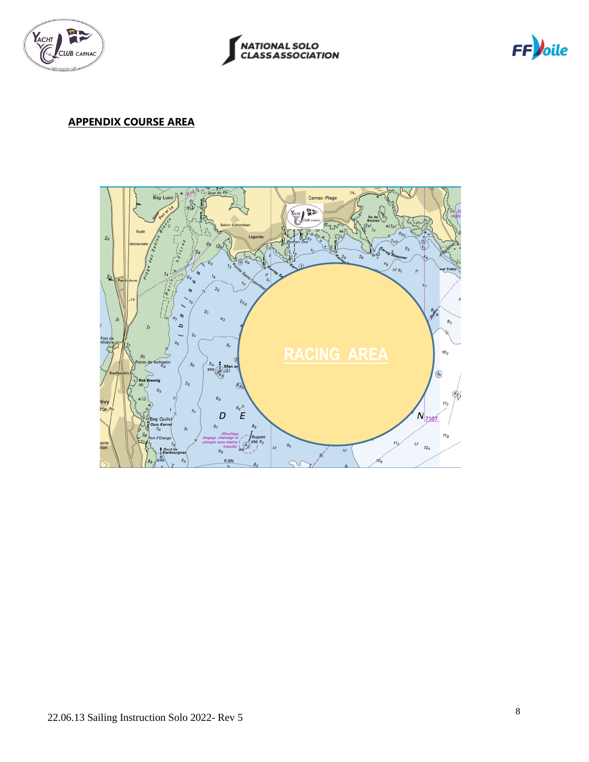**APPENDIX COURSE AREA**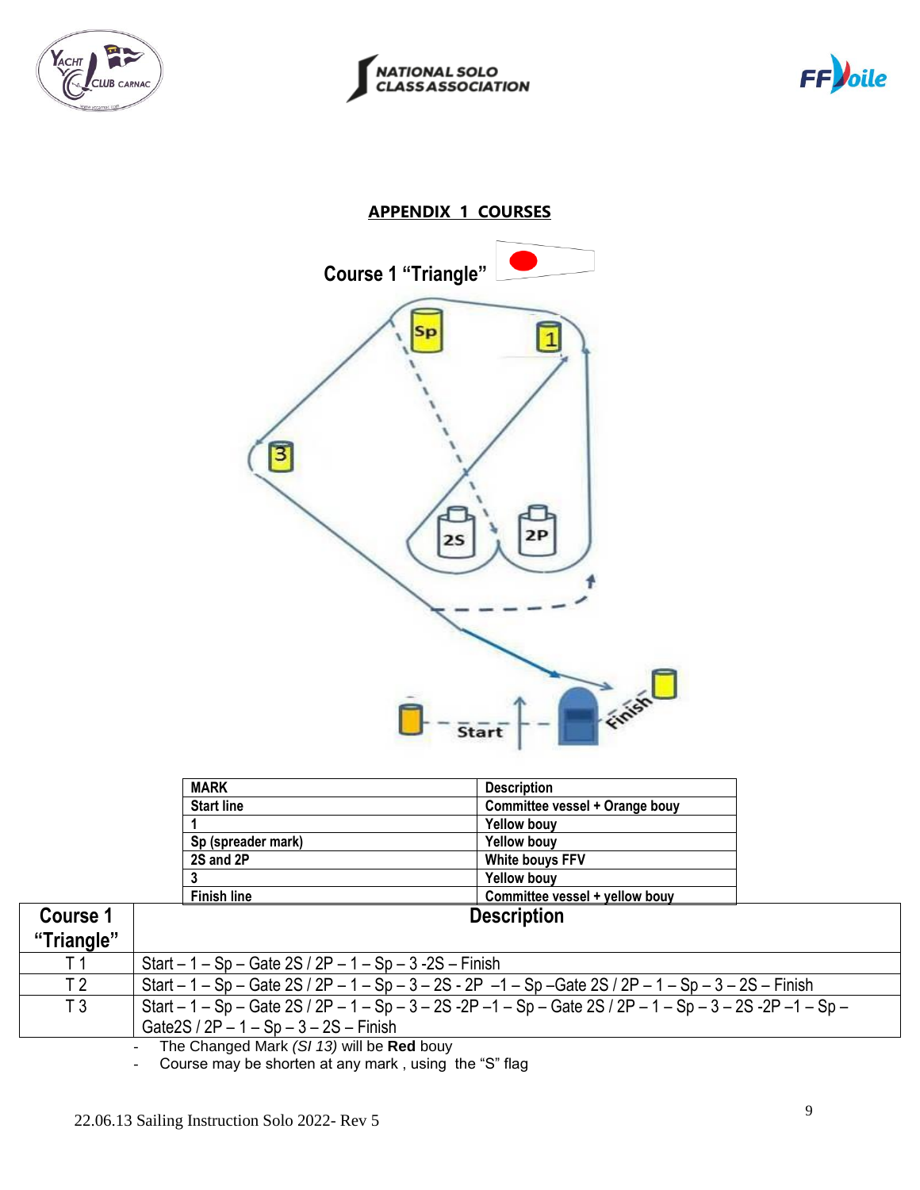## APPENDIX 1 COURSES

### Course 1 "Triangle"

| MARK | Description |
|---|---|
| Start line | Committee vessel + Orange bouy |
| 1 | Yellow bouy |
| Sp (spreader mark) | Yellow bouy |
| 2S and 2P | White bouys FFV |
| 3 | Yellow bouy |
| Finish line | Committee vessel + yellow bouy |

| Course 1 "Triangle" | Description |
|---|---|
| T 1 | Start – 1 – Sp – Gate 2S / 2P – 1 – Sp – 3 -2S – Finish |
| T 2 | Start – 1 – Sp – Gate 2S / 2P – 1 – Sp – 3 – 2S - 2P –1 – Sp –Gate 2S / 2P – 1 – Sp – 3 – 2S – Finish |
| T 3 | Start – 1 – Sp – Gate 2S / 2P – 1 – Sp – 3 – 2S -2P –1 – Sp – Gate 2S / 2P – 1 – Sp – 3 – 2S -2P –1 – Sp – Gate2S / 2P – 1 – Sp – 3 – 2S – Finish |

- The Changed Mark *(SI 13)* will be **Red** bouy
- Course may be shorten at any mark , using the "S" flag

22.06.13 Sailing Instruction Solo 2022- Rev 5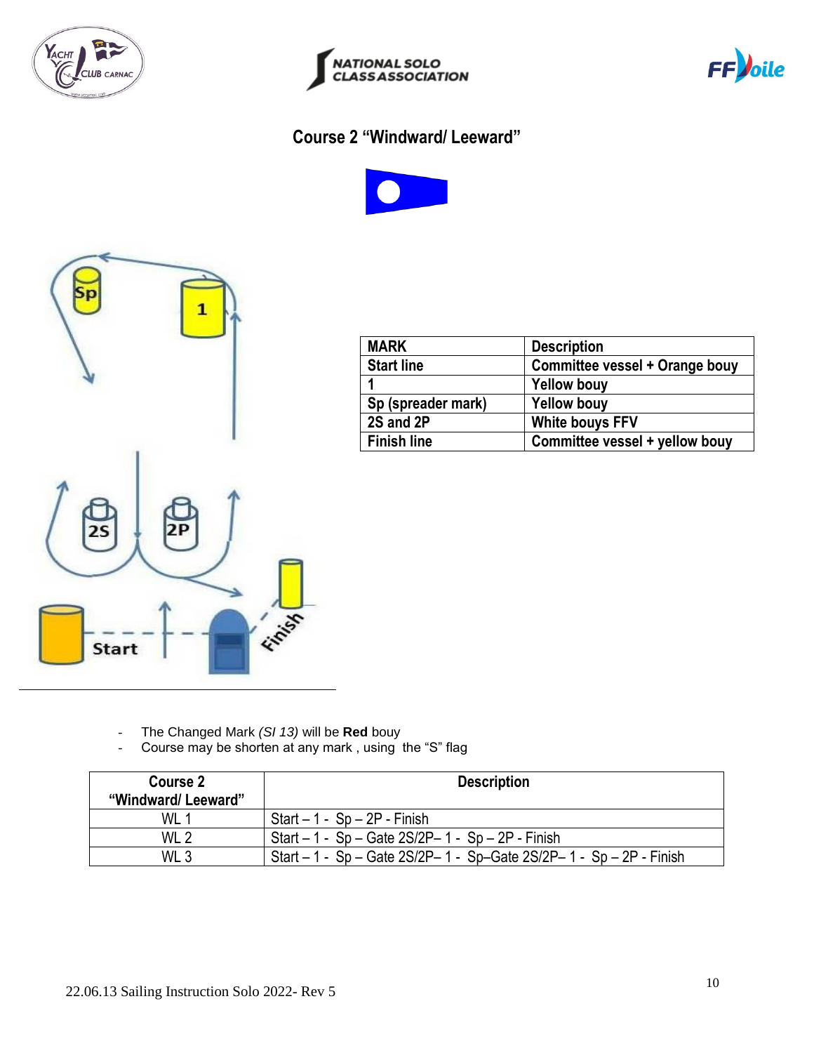## Course 2 "Windward/ Leeward"

| MARK | Description |
|---|---|
| Start line | Committee vessel + Orange bouy |
| 1 | Yellow bouy |
| Sp (spreader mark) | Yellow bouy |
| 2S and 2P | White bouys FFV |
| Finish line | Committee vessel + yellow bouy |

- The Changed Mark *(SI 13)* will be **Red** bouy
- Course may be shorten at any mark , using the "S" flag

| Course 2 "Windward/ Leeward" | Description |
|---|---|
| WL 1 | Start – 1 - Sp – 2P - Finish |
| WL 2 | Start – 1 - Sp – Gate 2S/2P– 1 - Sp – 2P - Finish |
| WL 3 | Start – 1 - Sp – Gate 2S/2P– 1 - Sp–Gate 2S/2P– 1 - Sp – 2P - Finish |

22.06.13 Sailing Instruction Solo 2022- Rev 5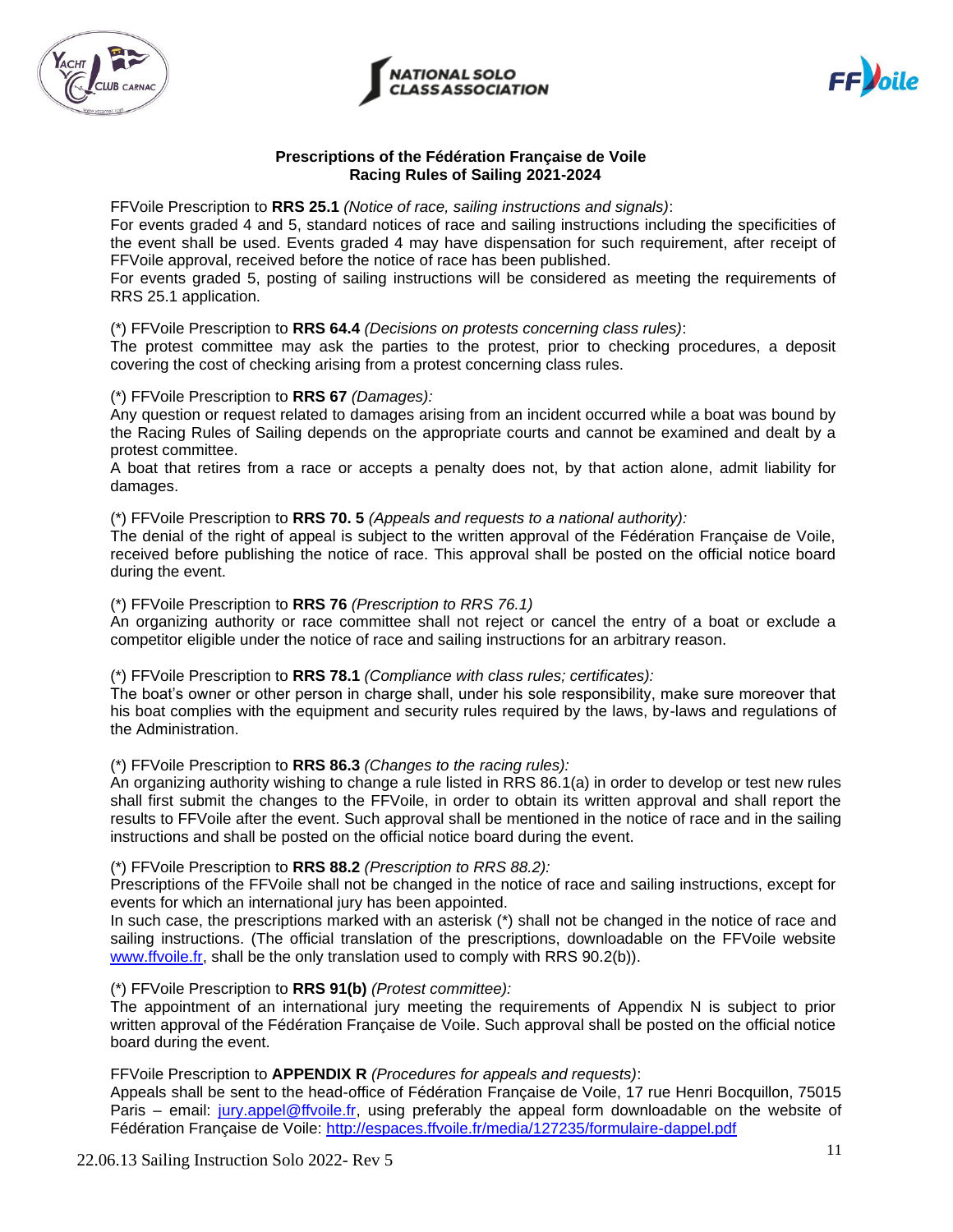**Prescriptions of the Fédération Française de Voile**
**Racing Rules of Sailing 2021-2024**

FFVoile Prescription to **RRS 25.1** *(Notice of race, sailing instructions and signals)*:
For events graded 4 and 5, standard notices of race and sailing instructions including the specificities of the event shall be used. Events graded 4 may have dispensation for such requirement, after receipt of FFVoile approval, received before the notice of race has been published.
For events graded 5, posting of sailing instructions will be considered as meeting the requirements of RRS 25.1 application.

(*) FFVoile Prescription to **RRS 64.4** *(Decisions on protests concerning class rules)*:
The protest committee may ask the parties to the protest, prior to checking procedures, a deposit covering the cost of checking arising from a protest concerning class rules.

(*) FFVoile Prescription to **RRS 67** *(Damages):*
Any question or request related to damages arising from an incident occurred while a boat was bound by the Racing Rules of Sailing depends on the appropriate courts and cannot be examined and dealt by a protest committee.
A boat that retires from a race or accepts a penalty does not, by that action alone, admit liability for damages.

(*) FFVoile Prescription to **RRS 70. 5** *(Appeals and requests to a national authority):*
The denial of the right of appeal is subject to the written approval of the Fédération Française de Voile, received before publishing the notice of race. This approval shall be posted on the official notice board during the event.

(*) FFVoile Prescription to **RRS 76** *(Prescription to RRS 76.1)*
An organizing authority or race committee shall not reject or cancel the entry of a boat or exclude a competitor eligible under the notice of race and sailing instructions for an arbitrary reason.

(*) FFVoile Prescription to **RRS 78.1** *(Compliance with class rules; certificates):*
The boat's owner or other person in charge shall, under his sole responsibility, make sure moreover that his boat complies with the equipment and security rules required by the laws, by-laws and regulations of the Administration.

(*) FFVoile Prescription to **RRS 86.3** *(Changes to the racing rules):*
An organizing authority wishing to change a rule listed in RRS 86.1(a) in order to develop or test new rules shall first submit the changes to the FFVoile, in order to obtain its written approval and shall report the results to FFVoile after the event. Such approval shall be mentioned in the notice of race and in the sailing instructions and shall be posted on the official notice board during the event.

(*) FFVoile Prescription to **RRS 88.2** *(Prescription to RRS 88.2):*
Prescriptions of the FFVoile shall not be changed in the notice of race and sailing instructions, except for events for which an international jury has been appointed.
In such case, the prescriptions marked with an asterisk (*) shall not be changed in the notice of race and sailing instructions. (The official translation of the prescriptions, downloadable on the FFVoile website www.ffvoile.fr, shall be the only translation used to comply with RRS 90.2(b)).

(*) FFVoile Prescription to **RRS 91(b)** *(Protest committee):*
The appointment of an international jury meeting the requirements of Appendix N is subject to prior written approval of the Fédération Française de Voile. Such approval shall be posted on the official notice board during the event.

FFVoile Prescription to **APPENDIX R** *(Procedures for appeals and requests)*:
Appeals shall be sent to the head-office of Fédération Française de Voile, 17 rue Henri Bocquillon, 75015 Paris – email: jury.appel@ffvoile.fr, using preferably the appeal form downloadable on the website of Fédération Française de Voile: http://espaces.ffvoile.fr/media/127235/formulaire-dappel.pdf